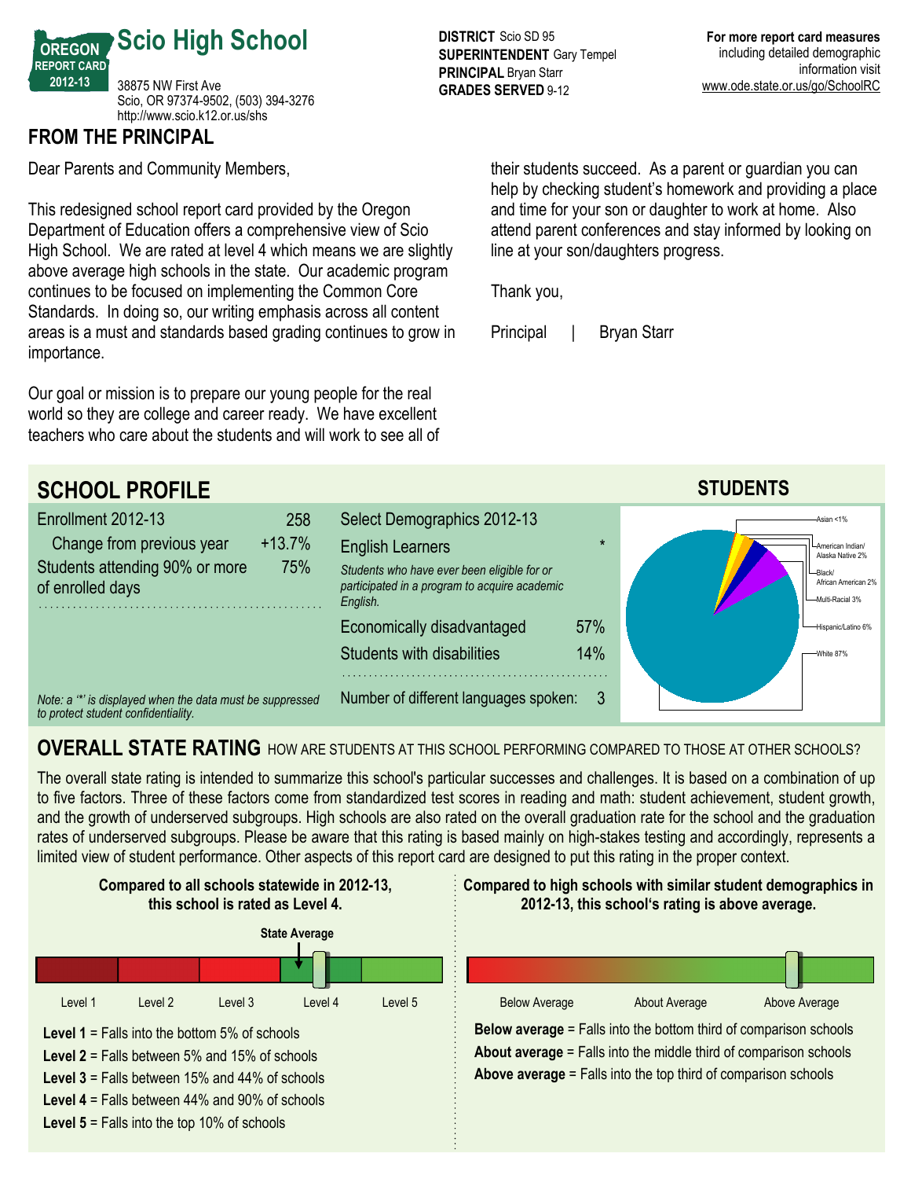# Scio High School

OREGON REPORT CARD 2012-13

38875 NW First Ave
Scio, OR 97374-9502, (503) 394-3276
http://www.scio.k12.or.us/shs

**DISTRICT** Scio SD 95
**SUPERINTENDENT** Gary Tempel
**PRINCIPAL** Bryan Starr
**GRADES SERVED** 9-12

**For more report card measures** including detailed demographic information visit www.ode.state.or.us/go/SchoolRC

## FROM THE PRINCIPAL

Dear Parents and Community Members,

This redesigned school report card provided by the Oregon Department of Education offers a comprehensive view of Scio High School. We are rated at level 4 which means we are slightly above average high schools in the state. Our academic program continues to be focused on implementing the Common Core Standards. In doing so, our writing emphasis across all content areas is a must and standards based grading continues to grow in importance.

Our goal or mission is to prepare our young people for the real world so they are college and career ready. We have excellent teachers who care about the students and will work to see all of their students succeed. As a parent or guardian you can help by checking student's homework and providing a place and time for your son or daughter to work at home. Also attend parent conferences and stay informed by looking on line at your son/daughters progress.

Thank you,

Principal | Bryan Starr

## SCHOOL PROFILE

| Enrollment 2012-13 | 258 |
|---|---|
| Change from previous year | +13.7% |
| Students attending 90% or more of enrolled days | 75% |

*Note: a '*' is displayed when the data must be suppressed to protect student confidentiality.*

| Select Demographics 2012-13 | |
|---|---|
| English Learners | * |
| *Students who have ever been eligible for or participated in a program to acquire academic English.* | |
| Economically disadvantaged | 57% |
| Students with disabilities | 14% |
| Number of different languages spoken: | 3 |

### STUDENTS

- Asian <1%
- American Indian/Alaska Native 2%
- Black/African American 2%
- Multi-Racial 3%
- Hispanic/Latino 6%
- White 87%

## OVERALL STATE RATING HOW ARE STUDENTS AT THIS SCHOOL PERFORMING COMPARED TO THOSE AT OTHER SCHOOLS?

The overall state rating is intended to summarize this school's particular successes and challenges. It is based on a combination of up to five factors. Three of these factors come from standardized test scores in reading and math: student achievement, student growth, and the growth of underserved subgroups. High schools are also rated on the overall graduation rate for the school and the graduation rates of underserved subgroups. Please be aware that this rating is based mainly on high-stakes testing and accordingly, represents a limited view of student performance. Other aspects of this report card are designed to put this rating in the proper context.

**Compared to all schools statewide in 2012-13, this school is rated as Level 4.**

State Average

Level 1 | Level 2 | Level 3 | Level 4 | Level 5

**Level 1** = Falls into the bottom 5% of schools
**Level 2** = Falls between 5% and 15% of schools
**Level 3** = Falls between 15% and 44% of schools
**Level 4** = Falls between 44% and 90% of schools
**Level 5** = Falls into the top 10% of schools

**Compared to high schools with similar student demographics in 2012-13, this school's rating is above average.**

Below Average | About Average | Above Average

**Below average** = Falls into the bottom third of comparison schools
**About average** = Falls into the middle third of comparison schools
**Above average** = Falls into the top third of comparison schools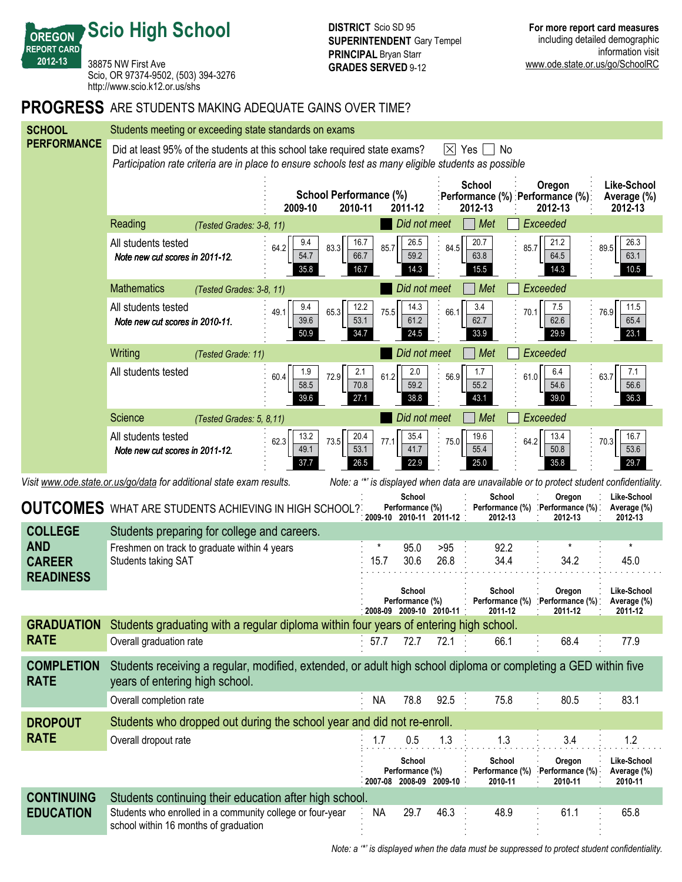# Scio High School

**OREGON REPORT CARD 2012-13**

38875 NW First Ave
Scio, OR 97374-9502, (503) 394-3276
http://www.scio.k12.or.us/shs

**DISTRICT** Scio SD 95
**SUPERINTENDENT** Gary Tempel
**PRINCIPAL** Bryan Starr
**GRADES SERVED** 9-12

**For more report card measures** including detailed demographic information visit www.ode.state.or.us/go/SchoolRC

## PROGRESS ARE STUDENTS MAKING ADEQUATE GAINS OVER TIME?

### SCHOOL PERFORMANCE

Students meeting or exceeding state standards on exams

Did at least 95% of the students at this school take required state exams? ☒ Yes ☐ No

*Participation rate criteria are in place to ensure schools test as many eligible students as possible*

Values shown as: Total meeting or exceeding (Exceeded / Met / Did not meet)

| Subject | School Performance (%) 2009-10 | School Performance (%) 2010-11 | School Performance (%) 2011-12 | School Performance (%) 2012-13 | Oregon Performance (%) 2012-13 | Like-School Average (%) 2012-13 |
|---|---|---|---|---|---|---|
| **Reading** *(Tested Grades: 3-8, 11)* — All students tested. *Note new cut scores in 2011-12.* | 64.2 (9.4 / 54.7 / 35.8) | 83.3 (16.7 / 66.7 / 16.7) | 85.7 (26.5 / 59.2 / 14.3) | 84.5 (20.7 / 63.8 / 15.5) | 85.7 (21.2 / 64.5 / 14.3) | 89.5 (26.3 / 63.1 / 10.5) |
| **Mathematics** *(Tested Grades: 3-8, 11)* — All students tested. *Note new cut scores in 2010-11.* | 49.1 (9.4 / 39.6 / 50.9) | 65.3 (12.2 / 53.1 / 34.7) | 75.5 (14.3 / 61.2 / 24.5) | 66.1 (3.4 / 62.7 / 33.9) | 70.1 (7.5 / 62.6 / 29.9) | 76.9 (11.5 / 65.4 / 23.1) |
| **Writing** *(Tested Grade: 11)* — All students tested | 60.4 (1.9 / 58.5 / 39.6) | 72.9 (2.1 / 70.8 / 27.1) | 61.2 (2.0 / 59.2 / 38.8) | 56.9 (1.7 / 55.2 / 43.1) | 61.0 (6.4 / 54.6 / 39.0) | 63.7 (7.1 / 56.6 / 36.3) |
| **Science** *(Tested Grades: 5, 8, 11)* — All students tested. *Note new cut scores in 2011-12.* | 62.3 (13.2 / 49.1 / 37.7) | 73.5 (20.4 / 53.1 / 26.5) | 77.1 (35.4 / 41.7 / 22.9) | 75.0 (19.6 / 55.4 / 25.0) | 64.2 (13.4 / 50.8 / 35.8) | 70.3 (16.7 / 53.6 / 29.7) |

*Visit www.ode.state.or.us/go/data for additional state exam results.*

*Note: a '\*' is displayed when data are unavailable or to protect student confidentiality.*

## OUTCOMES WHAT ARE STUDENTS ACHIEVING IN HIGH SCHOOL?

### COLLEGE AND CAREER READINESS

Students preparing for college and careers.

| | School Performance (%) 2009-10 | 2010-11 | 2011-12 | School Performance (%) 2012-13 | Oregon Performance (%) 2012-13 | Like-School Average (%) 2012-13 |
|---|---|---|---|---|---|---|
| Freshmen on track to graduate within 4 years | * | 95.0 | >95 | 92.2 | * | * |
| Students taking SAT | 15.7 | 30.6 | 26.8 | 34.4 | 34.2 | 45.0 |

### GRADUATION RATE

Students graduating with a regular diploma within four years of entering high school.

| | School Performance (%) 2008-09 | 2009-10 | 2010-11 | School Performance (%) 2011-12 | Oregon Performance (%) 2011-12 | Like-School Average (%) 2011-12 |
|---|---|---|---|---|---|---|
| Overall graduation rate | 57.7 | 72.7 | 72.1 | 66.1 | 68.4 | 77.9 |

### COMPLETION RATE

Students receiving a regular, modified, extended, or adult high school diploma or completing a GED within five years of entering high school.

| | School Performance (%) 2008-09 | 2009-10 | 2010-11 | School Performance (%) 2011-12 | Oregon Performance (%) 2011-12 | Like-School Average (%) 2011-12 |
|---|---|---|---|---|---|---|
| Overall completion rate | NA | 78.8 | 92.5 | 75.8 | 80.5 | 83.1 |

### DROPOUT RATE

Students who dropped out during the school year and did not re-enroll.

| | School Performance (%) 2008-09 | 2009-10 | 2010-11 | School Performance (%) 2011-12 | Oregon Performance (%) 2011-12 | Like-School Average (%) 2011-12 |
|---|---|---|---|---|---|---|
| Overall dropout rate | 1.7 | 0.5 | 1.3 | 1.3 | 3.4 | 1.2 |

### CONTINUING EDUCATION

Students continuing their education after high school.

| | School Performance (%) 2007-08 | 2008-09 | 2009-10 | School Performance (%) 2010-11 | Oregon Performance (%) 2010-11 | Like-School Average (%) 2010-11 |
|---|---|---|---|---|---|---|
| Students who enrolled in a community college or four-year school within 16 months of graduation | NA | 29.7 | 46.3 | 48.9 | 61.1 | 65.8 |

*Note: a '\*' is displayed when the data must be suppressed to protect student confidentiality.*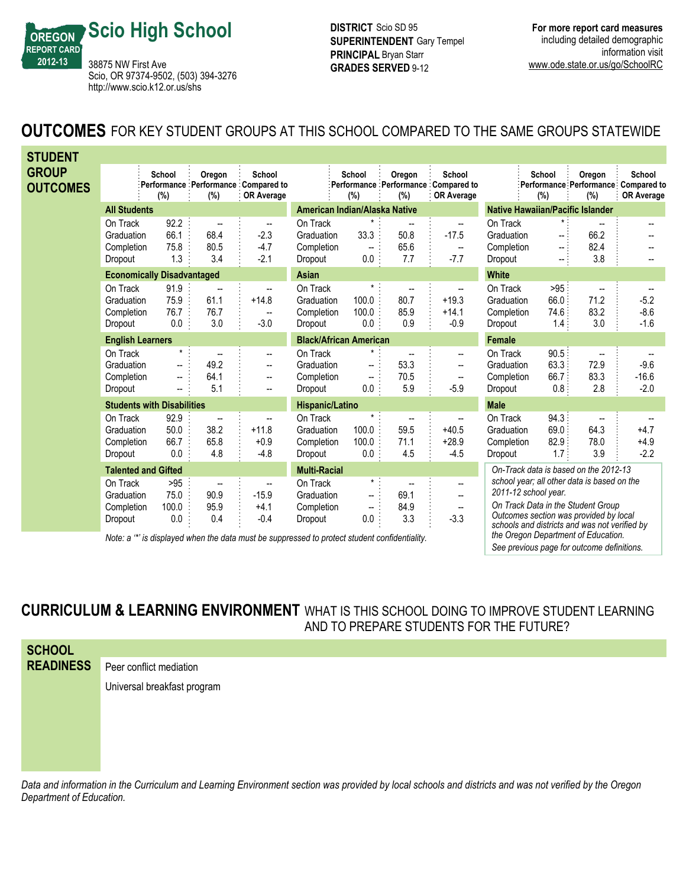# Scio High School

OREGON REPORT CARD 2012-13

38875 NW First Ave
Scio, OR 97374-9502, (503) 394-3276
http://www.scio.k12.or.us/shs

**DISTRICT** Scio SD 95
**SUPERINTENDENT** Gary Tempel
**PRINCIPAL** Bryan Starr
**GRADES SERVED** 9-12

**For more report card measures** including detailed demographic information visit www.ode.state.or.us/go/SchoolRC

## OUTCOMES FOR KEY STUDENT GROUPS AT THIS SCHOOL COMPARED TO THE SAME GROUPS STATEWIDE

### STUDENT GROUP OUTCOMES

| | School Performance (%) | Oregon Performance (%) | School Compared to OR Average |
|---|---|---|---|
| **All Students** | | | |
| On Track | 92.2 | -- | -- |
| Graduation | 66.1 | 68.4 | -2.3 |
| Completion | 75.8 | 80.5 | -4.7 |
| Dropout | 1.3 | 3.4 | -2.1 |
| **Economically Disadvantaged** | | | |
| On Track | 91.9 | -- | -- |
| Graduation | 75.9 | 61.1 | +14.8 |
| Completion | 76.7 | 76.7 | -- |
| Dropout | 0.0 | 3.0 | -3.0 |
| **English Learners** | | | |
| On Track | * | -- | -- |
| Graduation | -- | 49.2 | -- |
| Completion | -- | 64.1 | -- |
| Dropout | -- | 5.1 | -- |
| **Students with Disabilities** | | | |
| On Track | 92.9 | -- | -- |
| Graduation | 50.0 | 38.2 | +11.8 |
| Completion | 66.7 | 65.8 | +0.9 |
| Dropout | 0.0 | 4.8 | -4.8 |
| **Talented and Gifted** | | | |
| On Track | >95 | -- | -- |
| Graduation | 75.0 | 90.9 | -15.9 |
| Completion | 100.0 | 95.9 | +4.1 |
| Dropout | 0.0 | 0.4 | -0.4 |
| **American Indian/Alaska Native** | | | |
| On Track | * | -- | -- |
| Graduation | 33.3 | 50.8 | -17.5 |
| Completion | -- | 65.6 | -- |
| Dropout | 0.0 | 7.7 | -7.7 |
| **Asian** | | | |
| On Track | * | -- | -- |
| Graduation | 100.0 | 80.7 | +19.3 |
| Completion | 100.0 | 85.9 | +14.1 |
| Dropout | 0.0 | 0.9 | -0.9 |
| **Black/African American** | | | |
| On Track | * | -- | -- |
| Graduation | -- | 53.3 | -- |
| Completion | -- | 70.5 | -- |
| Dropout | 0.0 | 5.9 | -5.9 |
| **Hispanic/Latino** | | | |
| On Track | * | -- | -- |
| Graduation | 100.0 | 59.5 | +40.5 |
| Completion | 100.0 | 71.1 | +28.9 |
| Dropout | 0.0 | 4.5 | -4.5 |
| **Multi-Racial** | | | |
| On Track | * | -- | -- |
| Graduation | -- | 69.1 | -- |
| Completion | -- | 84.9 | -- |
| Dropout | 0.0 | 3.3 | -3.3 |
| **Native Hawaiian/Pacific Islander** | | | |
| On Track | * | -- | -- |
| Graduation | -- | 66.2 | -- |
| Completion | -- | 82.4 | -- |
| Dropout | -- | 3.8 | -- |
| **White** | | | |
| On Track | >95 | -- | -- |
| Graduation | 66.0 | 71.2 | -5.2 |
| Completion | 74.6 | 83.2 | -8.6 |
| Dropout | 1.4 | 3.0 | -1.6 |
| **Female** | | | |
| On Track | 90.5 | -- | -- |
| Graduation | 63.3 | 72.9 | -9.6 |
| Completion | 66.7 | 83.3 | -16.6 |
| Dropout | 0.8 | 2.8 | -2.0 |
| **Male** | | | |
| On Track | 94.3 | -- | -- |
| Graduation | 69.0 | 64.3 | +4.7 |
| Completion | 82.9 | 78.0 | +4.9 |
| Dropout | 1.7 | 3.9 | -2.2 |

*Note: a '*' is displayed when the data must be suppressed to protect student confidentiality.*

*On-Track data is based on the 2012-13 school year; all other data is based on the 2011-12 school year.*

*On Track Data in the Student Group Outcomes section was provided by local schools and districts and was not verified by the Oregon Department of Education.*

*See previous page for outcome definitions.*

## CURRICULUM & LEARNING ENVIRONMENT WHAT IS THIS SCHOOL DOING TO IMPROVE STUDENT LEARNING AND TO PREPARE STUDENTS FOR THE FUTURE?

### SCHOOL READINESS

Peer conflict mediation

Universal breakfast program

*Data and information in the Curriculum and Learning Environment section was provided by local schools and districts and was not verified by the Oregon Department of Education.*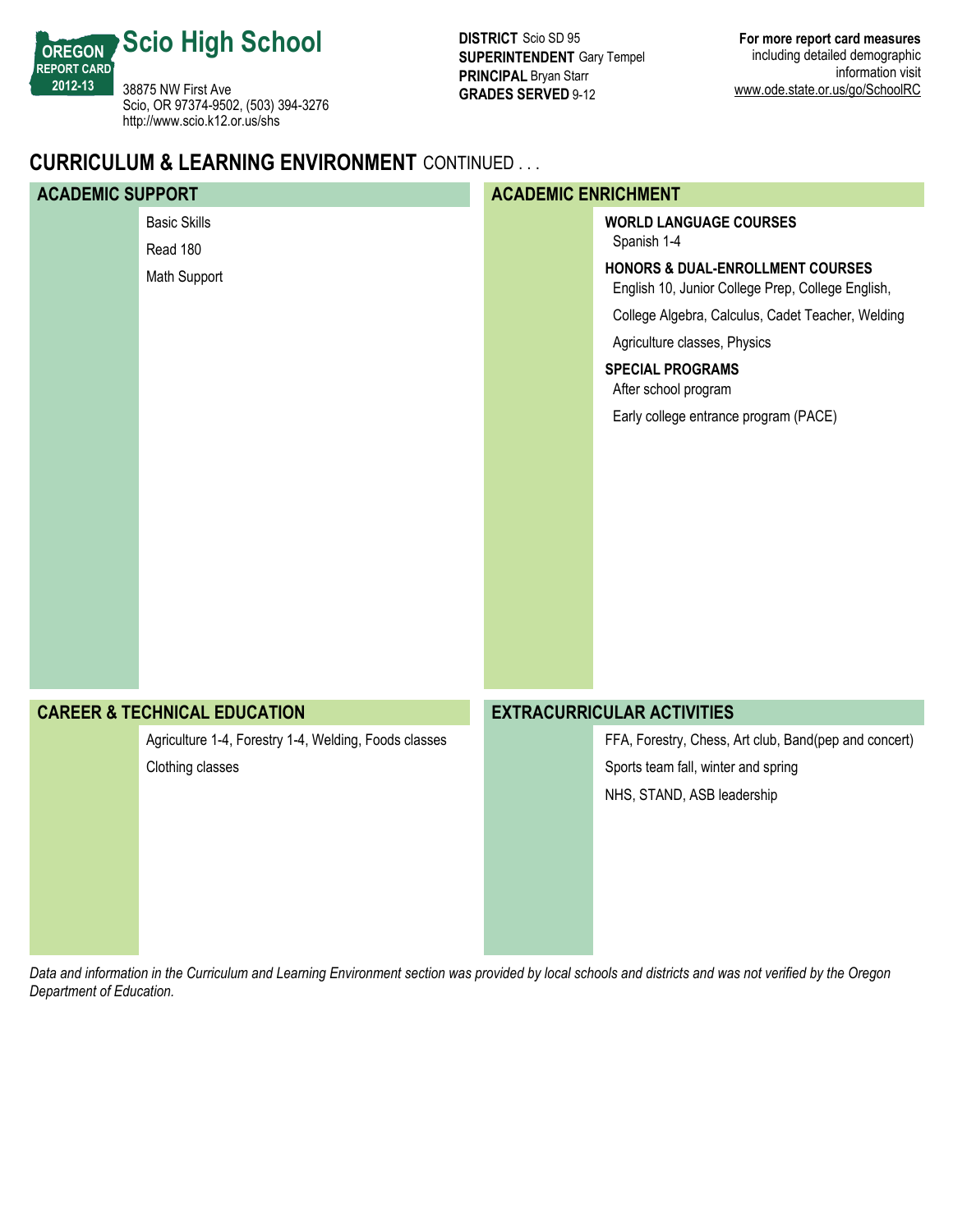# Scio High School

**OREGON REPORT CARD 2012-13**

38875 NW First Ave
Scio, OR 97374-9502, (503) 394-3276
http://www.scio.k12.or.us/shs

**DISTRICT** Scio SD 95
**SUPERINTENDENT** Gary Tempel
**PRINCIPAL** Bryan Starr
**GRADES SERVED** 9-12

**For more report card measures** including detailed demographic information visit www.ode.state.or.us/go/SchoolRC

## CURRICULUM & LEARNING ENVIRONMENT CONTINUED . . .

### ACADEMIC SUPPORT

Basic Skills

Read 180

Math Support

### ACADEMIC ENRICHMENT

**WORLD LANGUAGE COURSES**

Spanish 1-4

**HONORS & DUAL-ENROLLMENT COURSES**

English 10, Junior College Prep, College English,

College Algebra, Calculus, Cadet Teacher, Welding

Agriculture classes, Physics

**SPECIAL PROGRAMS**

After school program

Early college entrance program (PACE)

### CAREER & TECHNICAL EDUCATION

Agriculture 1-4, Forestry 1-4, Welding, Foods classes

Clothing classes

### EXTRACURRICULAR ACTIVITIES

FFA, Forestry, Chess, Art club, Band(pep and concert)

Sports team fall, winter and spring

NHS, STAND, ASB leadership

*Data and information in the Curriculum and Learning Environment section was provided by local schools and districts and was not verified by the Oregon Department of Education.*